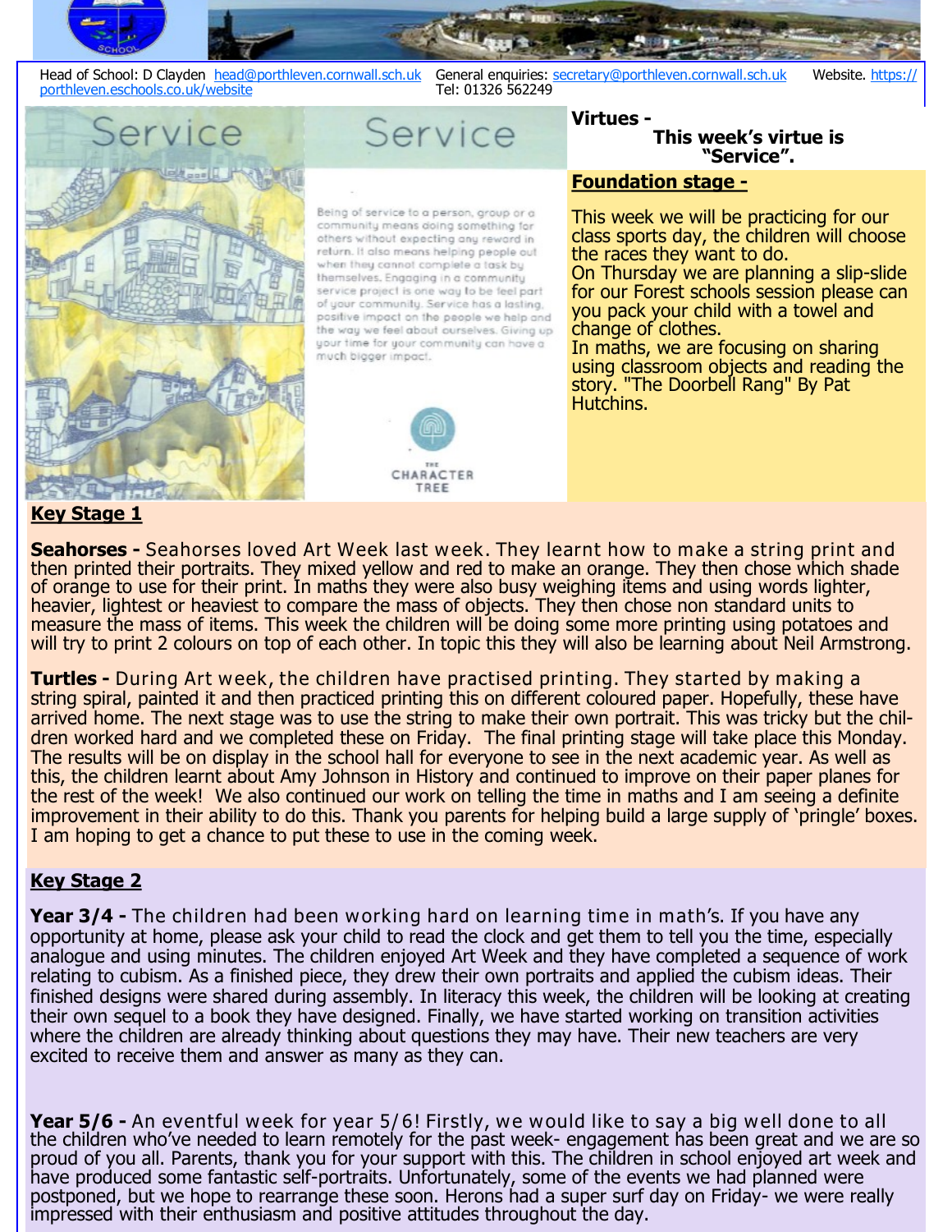Head of School: D Clayden head@porthleven.cornwall.sch.uk General enquiries: secretary@porthleven.cornwall.sch.uk Website. https://porthleven.eschools.co.uk/website
Tel: 01326 562249

## Service

Being of service to a person, group or a community means doing something for others without expecting any reward in return. It also means helping people out when they cannot complete a task by themselves. Engaging in a community service project is one way to be feel part of your community. Service has a lasting, positive impact on the people we help and the way we feel about ourselves. Giving up your time for your community can have a much bigger impact.

THE CHARACTER TREE

**Virtues -**

**This week's virtue is "Service".**

## Foundation stage -

This week we will be practicing for our class sports day, the children will choose the races they want to do.
On Thursday we are planning a slip-slide for our Forest schools session please can you pack your child with a towel and change of clothes.
In maths, we are focusing on sharing using classroom objects and reading the story. "The Doorbell Rang" By Pat Hutchins.

## Key Stage 1

**Seahorses -** Seahorses loved Art Week last week. They learnt how to make a string print and then printed their portraits. They mixed yellow and red to make an orange. They then chose which shade of orange to use for their print. In maths they were also busy weighing items and using words lighter, heavier, lightest or heaviest to compare the mass of objects. They then chose non standard units to measure the mass of items. This week the children will be doing some more printing using potatoes and will try to print 2 colours on top of each other. In topic this they will also be learning about Neil Armstrong.

**Turtles -** During Art week, the children have practised printing. They started by making a string spiral, painted it and then practiced printing this on different coloured paper. Hopefully, these have arrived home. The next stage was to use the string to make their own portrait. This was tricky but the children worked hard and we completed these on Friday. The final printing stage will take place this Monday. The results will be on display in the school hall for everyone to see in the next academic year. As well as this, the children learnt about Amy Johnson in History and continued to improve on their paper planes for the rest of the week! We also continued our work on telling the time in maths and I am seeing a definite improvement in their ability to do this. Thank you parents for helping build a large supply of 'pringle' boxes. I am hoping to get a chance to put these to use in the coming week.

## Key Stage 2

**Year 3/4 -** The children had been working hard on learning time in math's. If you have any opportunity at home, please ask your child to read the clock and get them to tell you the time, especially analogue and using minutes. The children enjoyed Art Week and they have completed a sequence of work relating to cubism. As a finished piece, they drew their own portraits and applied the cubism ideas. Their finished designs were shared during assembly. In literacy this week, the children will be looking at creating their own sequel to a book they have designed. Finally, we have started working on transition activities where the children are already thinking about questions they may have. Their new teachers are very excited to receive them and answer as many as they can.

**Year 5/6 -** An eventful week for year 5/6! Firstly, we would like to say a big well done to all the children who've needed to learn remotely for the past week- engagement has been great and we are so proud of you all. Parents, thank you for your support with this. The children in school enjoyed art week and have produced some fantastic self-portraits. Unfortunately, some of the events we had planned were postponed, but we hope to rearrange these soon. Herons had a super surf day on Friday- we were really impressed with their enthusiasm and positive attitudes throughout the day.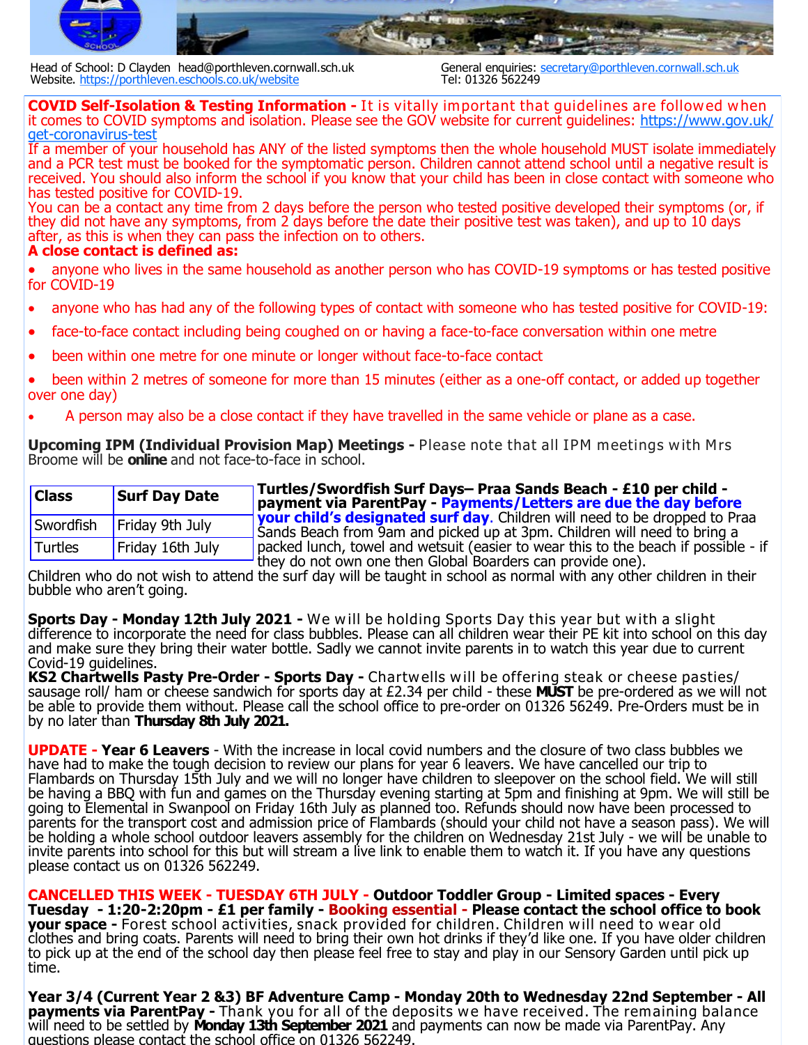Head of School: D Clayden head@porthleven.cornwall.sch.uk
Website. https://porthleven.eschools.co.uk/website

General enquiries: secretary@porthleven.cornwall.sch.uk
Tel: 01326 562249

**COVID Self-Isolation & Testing Information -** It is vitally important that guidelines are followed when it comes to COVID symptoms and isolation. Please see the GOV website for current guidelines: https://www.gov.uk/get-coronavirus-test

If a member of your household has ANY of the listed symptoms then the whole household MUST isolate immediately and a PCR test must be booked for the symptomatic person. Children cannot attend school until a negative result is received. You should also inform the school if you know that your child has been in close contact with someone who has tested positive for COVID-19.

You can be a contact any time from 2 days before the person who tested positive developed their symptoms (or, if they did not have any symptoms, from 2 days before the date their positive test was taken), and up to 10 days after, as this is when they can pass the infection on to others.

**A close contact is defined as:**

- anyone who lives in the same household as another person who has COVID-19 symptoms or has tested positive for COVID-19
- anyone who has had any of the following types of contact with someone who has tested positive for COVID-19:
- face-to-face contact including being coughed on or having a face-to-face conversation within one metre
- been within one metre for one minute or longer without face-to-face contact
- been within 2 metres of someone for more than 15 minutes (either as a one-off contact, or added up together over one day)
- A person may also be a close contact if they have travelled in the same vehicle or plane as a case.

**Upcoming IPM (Individual Provision Map) Meetings -** Please note that all IPM meetings with Mrs Broome will be **online** and not face-to-face in school.

| Class | Surf Day Date |
|---|---|
| Swordfish | Friday 9th July |
| Turtles | Friday 16th July |

**Turtles/Swordfish Surf Days– Praa Sands Beach - £10 per child - payment via ParentPay - Payments/Letters are due the day before your child's designated surf day**. Children will need to be dropped to Praa Sands Beach from 9am and picked up at 3pm. Children will need to bring a packed lunch, towel and wetsuit (easier to wear this to the beach if possible - if they do not own one then Global Boarders can provide one).
Children who do not wish to attend the surf day will be taught in school as normal with any other children in their bubble who aren't going.

**Sports Day - Monday 12th July 2021 -** We will be holding Sports Day this year but with a slight difference to incorporate the need for class bubbles. Please can all children wear their PE kit into school on this day and make sure they bring their water bottle. Sadly we cannot invite parents in to watch this year due to current Covid-19 guidelines.

**KS2 Chartwells Pasty Pre-Order - Sports Day -** Chartwells will be offering steak or cheese pasties/ sausage roll/ ham or cheese sandwich for sports day at £2.34 per child - these **MUST** be pre-ordered as we will not be able to provide them without. Please call the school office to pre-order on 01326 56249. Pre-Orders must be in by no later than **Thursday 8th July 2021.**

**UPDATE - Year 6 Leavers** - With the increase in local covid numbers and the closure of two class bubbles we have had to make the tough decision to review our plans for year 6 leavers. We have cancelled our trip to Flambards on Thursday 15th July and we will no longer have children to sleepover on the school field. We will still be having a BBQ with fun and games on the Thursday evening starting at 5pm and finishing at 9pm. We will still be going to Elemental in Swanpool on Friday 16th July as planned too. Refunds should now have been processed to parents for the transport cost and admission price of Flambards (should your child not have a season pass). We will be holding a whole school outdoor leavers assembly for the children on Wednesday 21st July - we will be unable to invite parents into school for this but will stream a live link to enable them to watch it. If you have any questions please contact us on 01326 562249.

**CANCELLED THIS WEEK - TUESDAY 6TH JULY - Outdoor Toddler Group - Limited spaces - Every Tuesday - 1:20-2:20pm - £1 per family - Booking essential - Please contact the school office to book your space -** Forest school activities, snack provided for children. Children will need to wear old clothes and bring coats. Parents will need to bring their own hot drinks if they'd like one. If you have older children to pick up at the end of the school day then please feel free to stay and play in our Sensory Garden until pick up time.

**Year 3/4 (Current Year 2 &3) BF Adventure Camp - Monday 20th to Wednesday 22nd September - All payments via ParentPay -** Thank you for all of the deposits we have received. The remaining balance will need to be settled by **Monday 13th September 2021** and payments can now be made via ParentPay. Any questions please contact the school office on 01326 562249.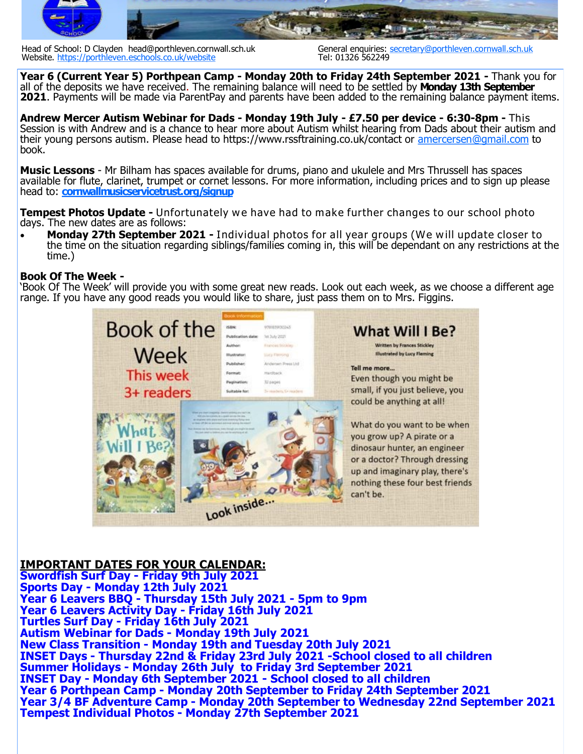Head of School: D Clayden head@porthleven.cornwall.sch.uk
Website. https://porthleven.eschools.co.uk/website

General enquiries: secretary@porthleven.cornwall.sch.uk
Tel: 01326 562249

**Year 6 (Current Year 5) Porthpean Camp - Monday 20th to Friday 24th September 2021 -** Thank you for all of the deposits we have received. The remaining balance will need to be settled by **Monday 13th September 2021**. Payments will be made via ParentPay and parents have been added to the remaining balance payment items.

**Andrew Mercer Autism Webinar for Dads - Monday 19th July - £7.50 per device - 6:30-8pm -** This Session is with Andrew and is a chance to hear more about Autism whilst hearing from Dads about their autism and their young persons autism. Please head to https://www.rssftraining.co.uk/contact or amercersen@gmail.com to book.

**Music Lessons** - Mr Bilham has spaces available for drums, piano and ukulele and Mrs Thrussell has spaces available for flute, clarinet, trumpet or cornet lessons. For more information, including prices and to sign up please head to: **cornwallmusicservicetrust.org/signup**

**Tempest Photos Update -** Unfortunately we have had to make further changes to our school photo days. The new dates are as follows:

- **Monday 27th September 2021 -** Individual photos for all year groups (We will update closer to the time on the situation regarding siblings/families coming in, this will be dependant on any restrictions at the time.)

**Book Of The Week -**
'Book Of The Week' will provide you with some great new reads. Look out each week, as we choose a different age range. If you have any good reads you would like to share, just pass them on to Mrs. Figgins.

Book of the Week
This week
3+ readers

What Will I Be?
Written by Frances Stickley
Illustrated by Lucy Fleming

Tell me more...
Even though you might be small, if you just believe, you could be anything at all!

What do you want to be when you grow up? A pirate or a dinosaur hunter, an engineer or a doctor? Through dressing up and imaginary play, there's nothing these four best friends can't be.

Look inside...

**IMPORTANT DATES FOR YOUR CALENDAR:**

**Swordfish Surf Day - Friday 9th July 2021**
**Sports Day - Monday 12th July 2021**
**Year 6 Leavers BBQ - Thursday 15th July 2021 - 5pm to 9pm**
**Year 6 Leavers Activity Day - Friday 16th July 2021**
**Turtles Surf Day - Friday 16th July 2021**
**Autism Webinar for Dads - Monday 19th July 2021**
**New Class Transition - Monday 19th and Tuesday 20th July 2021**
**INSET Days - Thursday 22nd & Friday 23rd July 2021 -School closed to all children**
**Summer Holidays - Monday 26th July to Friday 3rd September 2021**
**INSET Day - Monday 6th September 2021 - School closed to all children**
**Year 6 Porthpean Camp - Monday 20th September to Friday 24th September 2021**
**Year 3/4 BF Adventure Camp - Monday 20th September to Wednesday 22nd September 2021**
**Tempest Individual Photos - Monday 27th September 2021**